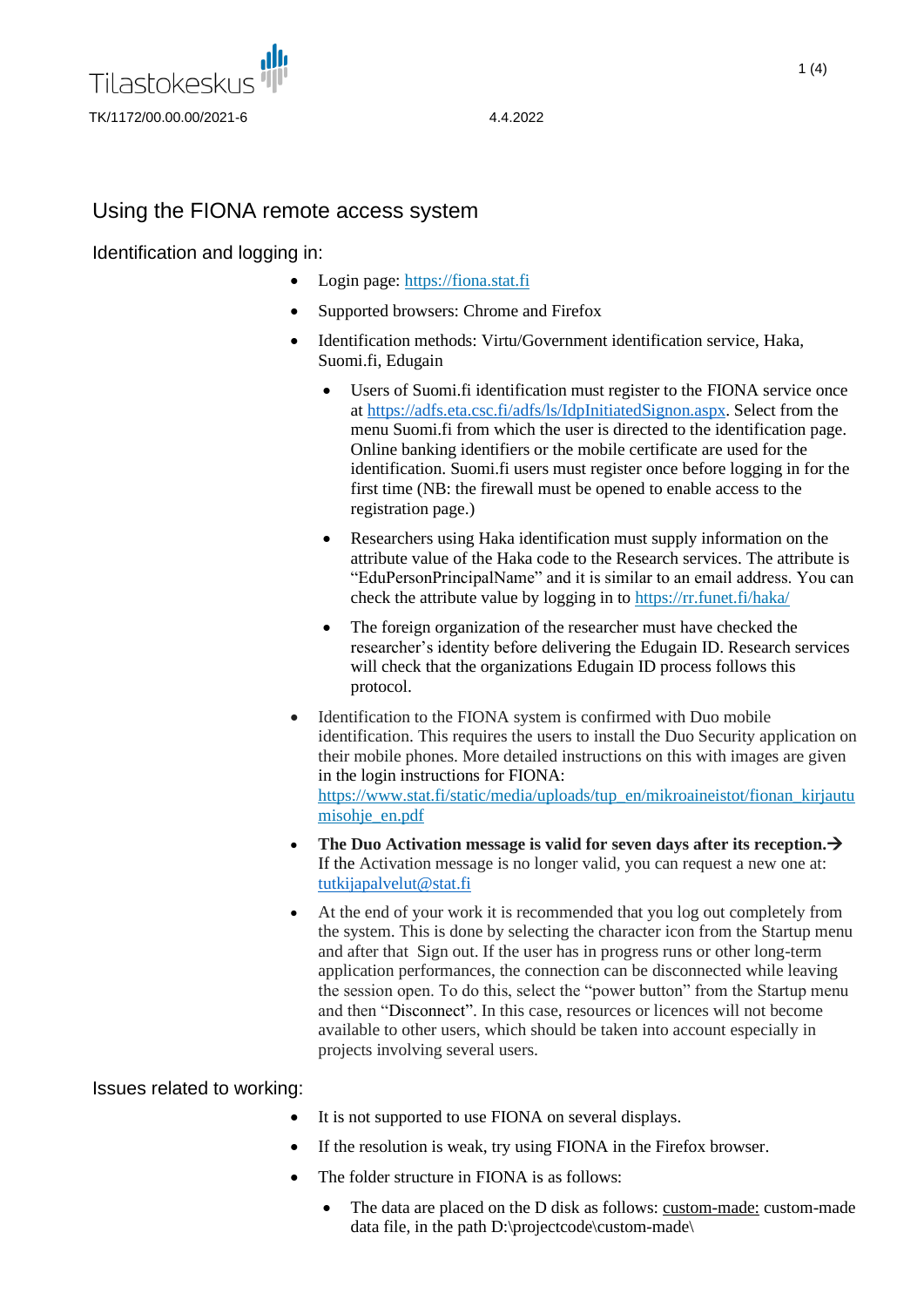Tilastokeskus

TK/1172/00.00.00/2021-6 4.4.2022

# Using the FIONA remote access system

## Identification and logging in:

- Login page: https://fiona.stat.fi
- Supported browsers: Chrome and Firefox
- Identification methods: Virtu/Government identification service, Haka, Suomi.fi, Edugain
    - Users of Suomi.fi identification must register to the FIONA service once at https://adfs.eta.csc.fi/adfs/ls/IdpInitiatedSignon.aspx. Select from the menu Suomi.fi from which the user is directed to the identification page. Online banking identifiers or the mobile certificate are used for the identification. Suomi.fi users must register once before logging in for the first time (NB: the firewall must be opened to enable access to the registration page.)
    - Researchers using Haka identification must supply information on the attribute value of the Haka code to the Research services. The attribute is "EduPersonPrincipalName" and it is similar to an email address. You can check the attribute value by logging in to https://rr.funet.fi/haka/
    - The foreign organization of the researcher must have checked the researcher's identity before delivering the Edugain ID. Research services will check that the organizations Edugain ID process follows this protocol.
- Identification to the FIONA system is confirmed with Duo mobile identification. This requires the users to install the Duo Security application on their mobile phones. More detailed instructions on this with images are given in the login instructions for FIONA: https://www.stat.fi/static/media/uploads/tup_en/mikroaineistot/fionan_kirjautumisohje_en.pdf
- **The Duo Activation message is valid for seven days after its reception.→** If the Activation message is no longer valid, you can request a new one at: tutkijapalvelut@stat.fi
- At the end of your work it is recommended that you log out completely from the system. This is done by selecting the character icon from the Startup menu and after that Sign out. If the user has in progress runs or other long-term application performances, the connection can be disconnected while leaving the session open. To do this, select the "power button" from the Startup menu and then "Disconnect". In this case, resources or licences will not become available to other users, which should be taken into account especially in projects involving several users.

## Issues related to working:

- It is not supported to use FIONA on several displays.
- If the resolution is weak, try using FIONA in the Firefox browser.
- The folder structure in FIONA is as follows:
    - The data are placed on the D disk as follows: custom-made: custom-made data file, in the path D:\projectcode\custom-made\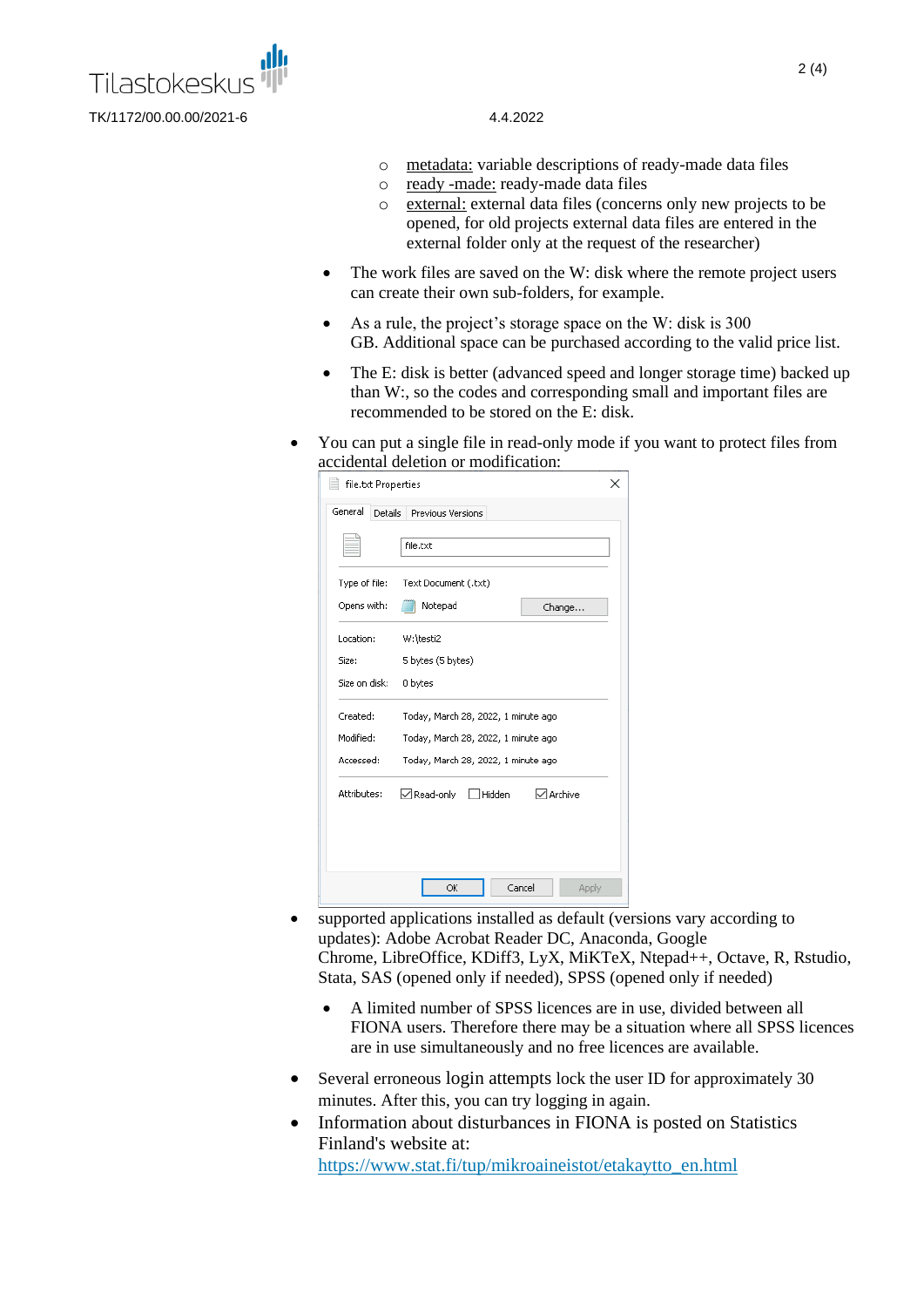- metadata: variable descriptions of ready-made data files
    - ready -made: ready-made data files
    - external: external data files (concerns only new projects to be opened, for old projects external data files are entered in the external folder only at the request of the researcher)
  - The work files are saved on the W: disk where the remote project users can create their own sub-folders, for example.
  - As a rule, the project's storage space on the W: disk is 300 GB. Additional space can be purchased according to the valid price list.
  - The E: disk is better (advanced speed and longer storage time) backed up than W:, so the codes and corresponding small and important files are recommended to be stored on the E: disk.
- You can put a single file in read-only mode if you want to protect files from accidental deletion or modification:
- supported applications installed as default (versions vary according to updates): Adobe Acrobat Reader DC, Anaconda, Google Chrome, LibreOffice, KDiff3, LyX, MiKTeX, Ntepad++, Octave, R, Rstudio, Stata, SAS (opened only if needed), SPSS (opened only if needed)
  - A limited number of SPSS licences are in use, divided between all FIONA users. Therefore there may be a situation where all SPSS licences are in use simultaneously and no free licences are available.
- Several erroneous login attempts lock the user ID for approximately 30 minutes. After this, you can try logging in again.
- Information about disturbances in FIONA is posted on Statistics Finland's website at: https://www.stat.fi/tup/mikroaineistot/etakaytto_en.html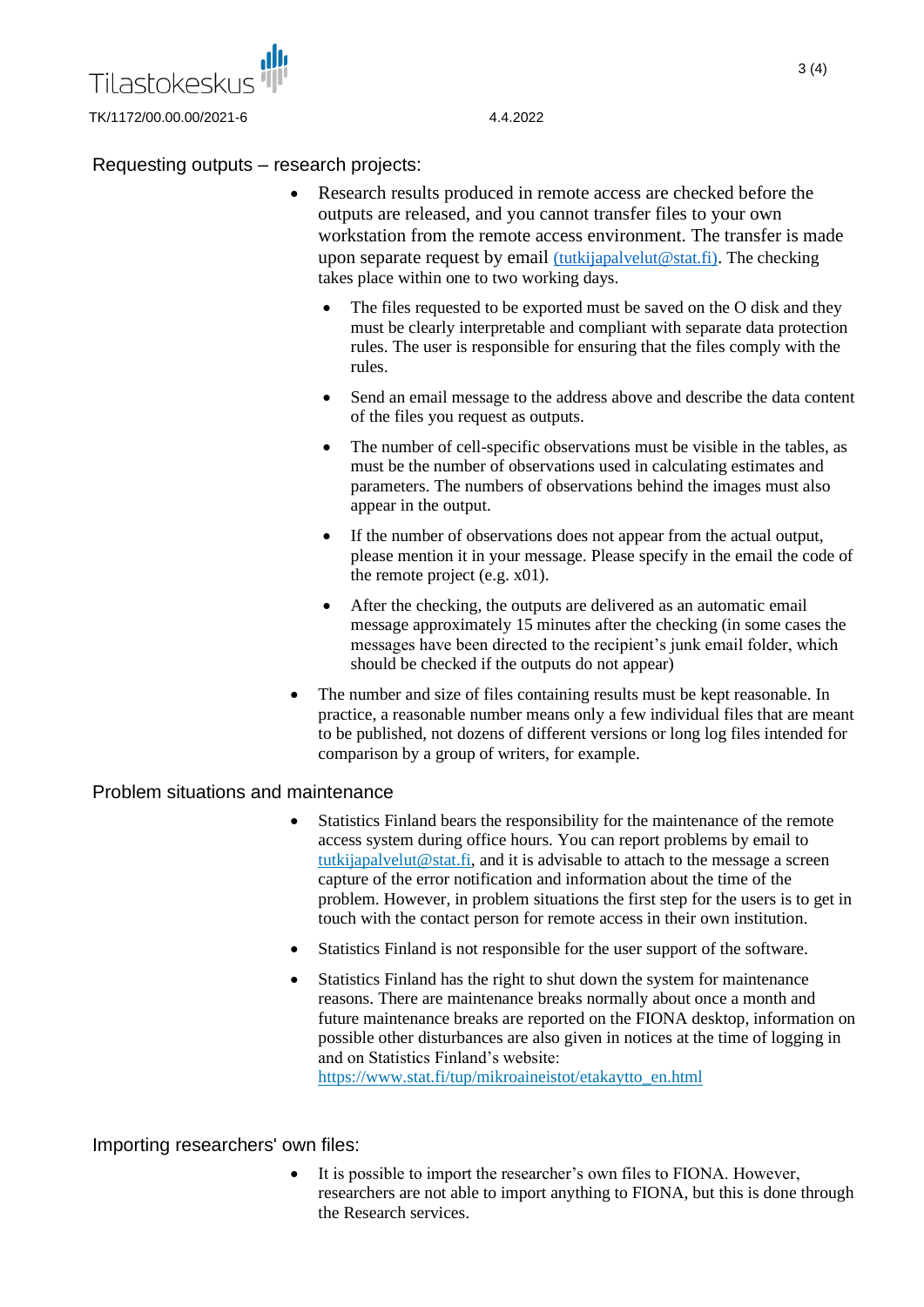## Requesting outputs – research projects:

- Research results produced in remote access are checked before the outputs are released, and you cannot transfer files to your own workstation from the remote access environment. The transfer is made upon separate request by email (tutkijapalvelut@stat.fi). The checking takes place within one to two working days.
  - The files requested to be exported must be saved on the O disk and they must be clearly interpretable and compliant with separate data protection rules. The user is responsible for ensuring that the files comply with the rules.
  - Send an email message to the address above and describe the data content of the files you request as outputs.
  - The number of cell-specific observations must be visible in the tables, as must be the number of observations used in calculating estimates and parameters. The numbers of observations behind the images must also appear in the output.
  - If the number of observations does not appear from the actual output, please mention it in your message. Please specify in the email the code of the remote project (e.g. x01).
  - After the checking, the outputs are delivered as an automatic email message approximately 15 minutes after the checking (in some cases the messages have been directed to the recipient's junk email folder, which should be checked if the outputs do not appear)
- The number and size of files containing results must be kept reasonable. In practice, a reasonable number means only a few individual files that are meant to be published, not dozens of different versions or long log files intended for comparison by a group of writers, for example.

## Problem situations and maintenance

- Statistics Finland bears the responsibility for the maintenance of the remote access system during office hours. You can report problems by email to tutkijapalvelut@stat.fi, and it is advisable to attach to the message a screen capture of the error notification and information about the time of the problem. However, in problem situations the first step for the users is to get in touch with the contact person for remote access in their own institution.
- Statistics Finland is not responsible for the user support of the software.
- Statistics Finland has the right to shut down the system for maintenance reasons. There are maintenance breaks normally about once a month and future maintenance breaks are reported on the FIONA desktop, information on possible other disturbances are also given in notices at the time of logging in and on Statistics Finland's website: https://www.stat.fi/tup/mikroaineistot/etakaytto_en.html

## Importing researchers' own files:

- It is possible to import the researcher's own files to FIONA. However, researchers are not able to import anything to FIONA, but this is done through the Research services.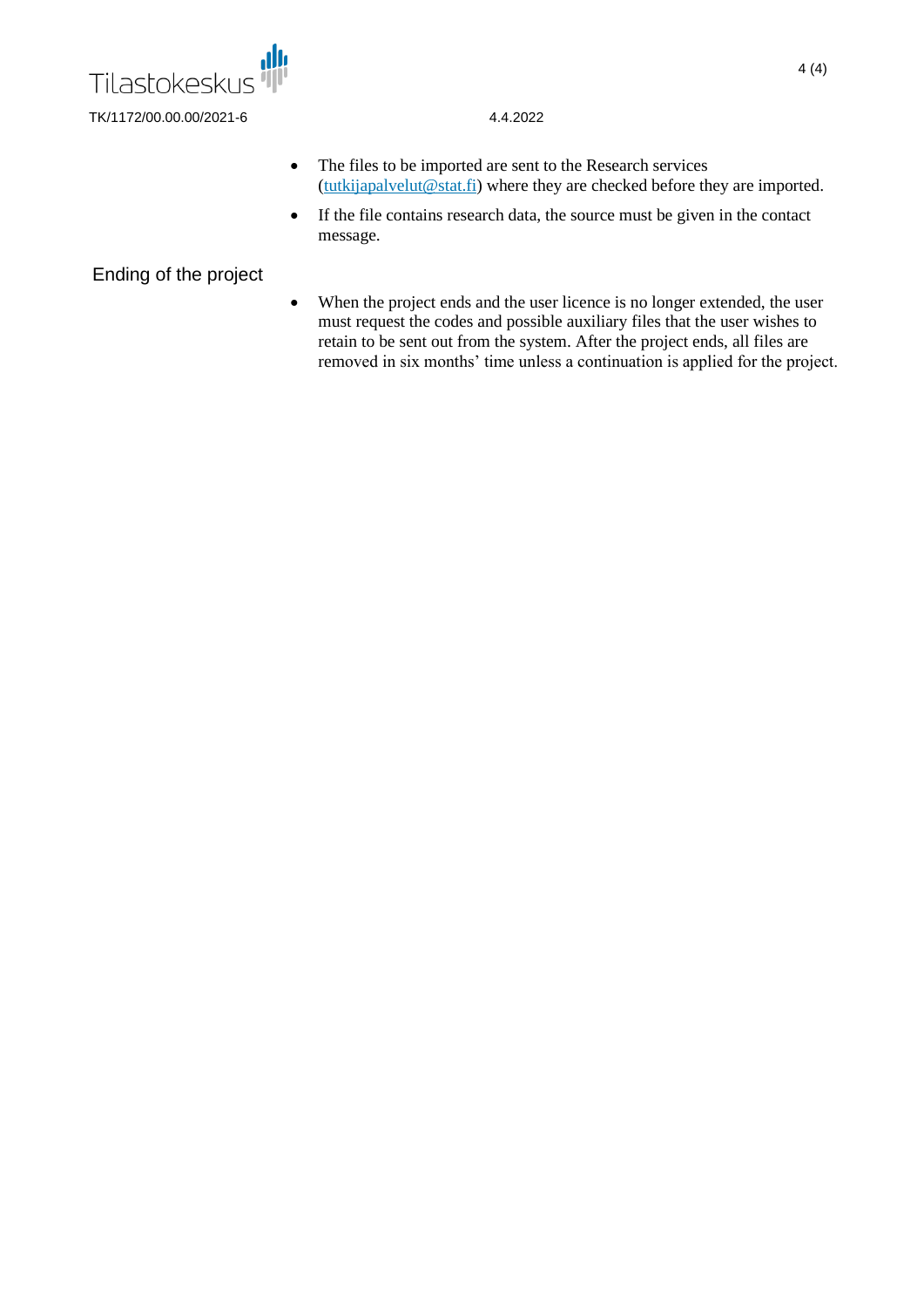- The files to be imported are sent to the Research services (tutkijapalvelut@stat.fi) where they are checked before they are imported.
- If the file contains research data, the source must be given in the contact message.

## Ending of the project

- When the project ends and the user licence is no longer extended, the user must request the codes and possible auxiliary files that the user wishes to retain to be sent out from the system. After the project ends, all files are removed in six months' time unless a continuation is applied for the project.